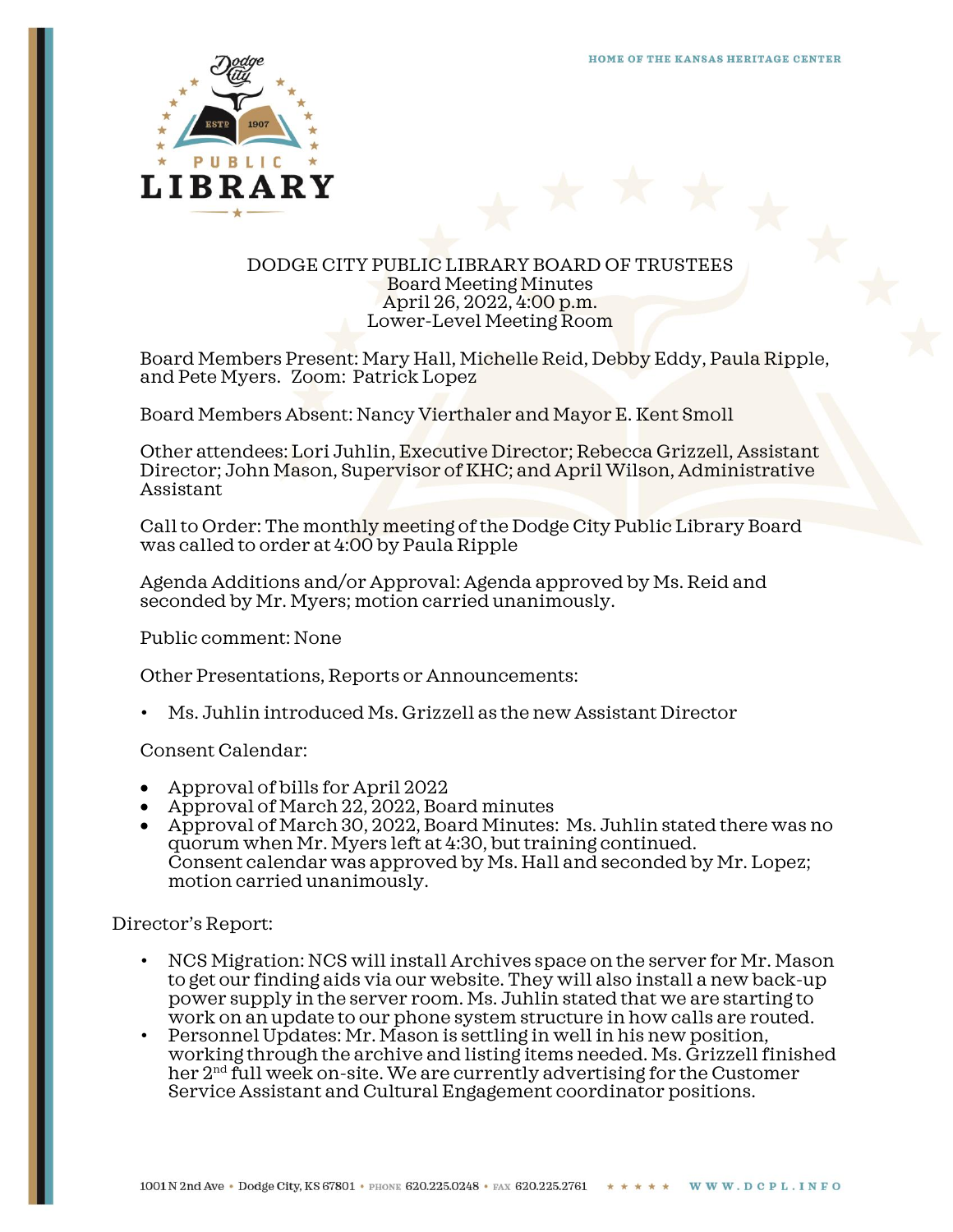# DODGE CITY PUBLIC LIBRARY BOARD OF TRUSTEES

Board Meeting Minutes
April 26, 2022, 4:00 p.m.
Lower-Level Meeting Room

Board Members Present: Mary Hall, Michelle Reid, Debby Eddy, Paula Ripple, and Pete Myers. Zoom: Patrick Lopez

Board Members Absent: Nancy Vierthaler and Mayor E. Kent Smoll

Other attendees: Lori Juhlin, Executive Director; Rebecca Grizzell, Assistant Director; John Mason, Supervisor of KHC; and April Wilson, Administrative Assistant

Call to Order: The monthly meeting of the Dodge City Public Library Board was called to order at 4:00 by Paula Ripple

Agenda Additions and/or Approval: Agenda approved by Ms. Reid and seconded by Mr. Myers; motion carried unanimously.

Public comment: None

Other Presentations, Reports or Announcements:

- Ms. Juhlin introduced Ms. Grizzell as the new Assistant Director

Consent Calendar:

- Approval of bills for April 2022
- Approval of March 22, 2022, Board minutes
- Approval of March 30, 2022, Board Minutes: Ms. Juhlin stated there was no quorum when Mr. Myers left at 4:30, but training continued.
  Consent calendar was approved by Ms. Hall and seconded by Mr. Lopez; motion carried unanimously.

Director's Report:

- NCS Migration: NCS will install Archives space on the server for Mr. Mason to get our finding aids via our website. They will also install a new back-up power supply in the server room. Ms. Juhlin stated that we are starting to work on an update to our phone system structure in how calls are routed.
- Personnel Updates: Mr. Mason is settling in well in his new position, working through the archive and listing items needed. Ms. Grizzell finished her 2nd full week on-site. We are currently advertising for the Customer Service Assistant and Cultural Engagement coordinator positions.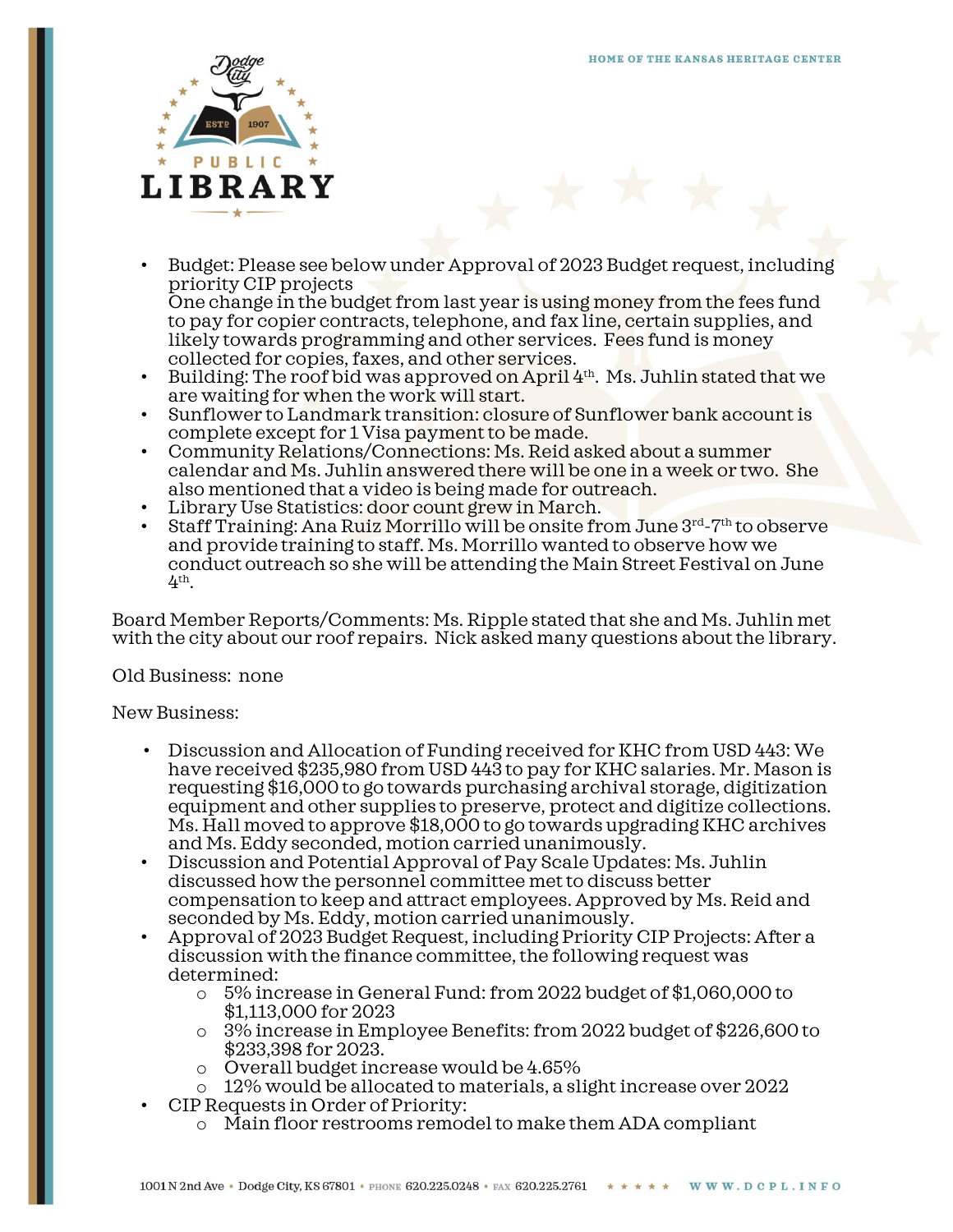- Budget: Please see below under Approval of 2023 Budget request, including priority CIP projects
  One change in the budget from last year is using money from the fees fund to pay for copier contracts, telephone, and fax line, certain supplies, and likely towards programming and other services. Fees fund is money collected for copies, faxes, and other services.
- Building: The roof bid was approved on April 4th. Ms. Juhlin stated that we are waiting for when the work will start.
- Sunflower to Landmark transition: closure of Sunflower bank account is complete except for 1 Visa payment to be made.
- Community Relations/Connections: Ms. Reid asked about a summer calendar and Ms. Juhlin answered there will be one in a week or two. She also mentioned that a video is being made for outreach.
- Library Use Statistics: door count grew in March.
- Staff Training: Ana Ruiz Morrillo will be onsite from June 3rd-7th to observe and provide training to staff. Ms. Morrillo wanted to observe how we conduct outreach so she will be attending the Main Street Festival on June 4th.

Board Member Reports/Comments: Ms. Ripple stated that she and Ms. Juhlin met with the city about our roof repairs. Nick asked many questions about the library.

Old Business: none

New Business:

- Discussion and Allocation of Funding received for KHC from USD 443: We have received $235,980 from USD 443 to pay for KHC salaries. Mr. Mason is requesting $16,000 to go towards purchasing archival storage, digitization equipment and other supplies to preserve, protect and digitize collections. Ms. Hall moved to approve $18,000 to go towards upgrading KHC archives and Ms. Eddy seconded, motion carried unanimously.
- Discussion and Potential Approval of Pay Scale Updates: Ms. Juhlin discussed how the personnel committee met to discuss better compensation to keep and attract employees. Approved by Ms. Reid and seconded by Ms. Eddy, motion carried unanimously.
- Approval of 2023 Budget Request, including Priority CIP Projects: After a discussion with the finance committee, the following request was determined:
  - 5% increase in General Fund: from 2022 budget of $1,060,000 to $1,113,000 for 2023
  - 3% increase in Employee Benefits: from 2022 budget of $226,600 to $233,398 for 2023.
  - Overall budget increase would be 4.65%
  - 12% would be allocated to materials, a slight increase over 2022
- CIP Requests in Order of Priority:
  - Main floor restrooms remodel to make them ADA compliant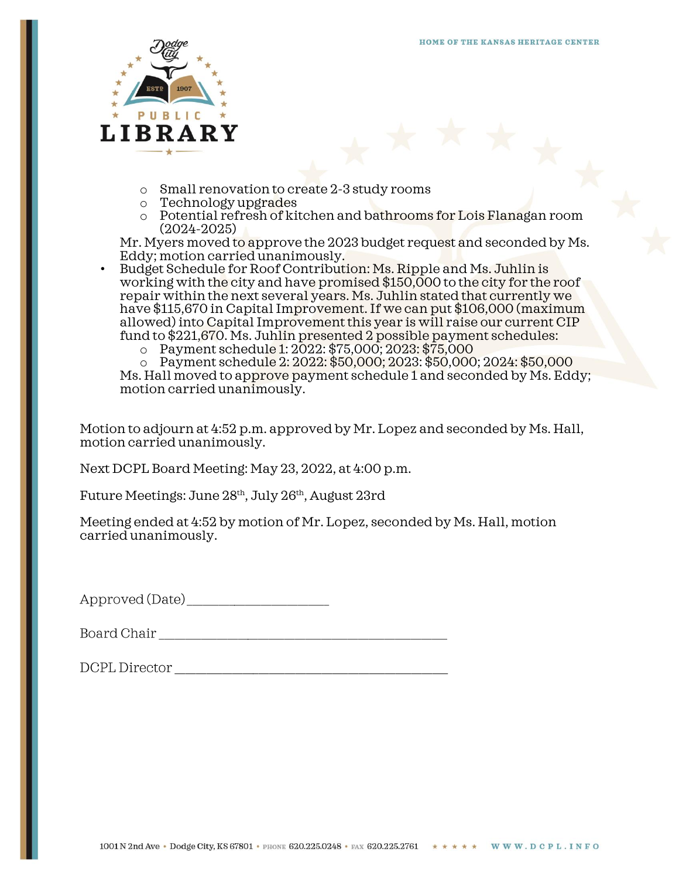- Small renovation to create 2-3 study rooms
  - Technology upgrades
  - Potential refresh of kitchen and bathrooms for Lois Flanagan room (2024-2025)

  Mr. Myers moved to approve the 2023 budget request and seconded by Ms. Eddy; motion carried unanimously.

- Budget Schedule for Roof Contribution: Ms. Ripple and Ms. Juhlin is working with the city and have promised $150,000 to the city for the roof repair within the next several years. Ms. Juhlin stated that currently we have $115,670 in Capital Improvement. If we can put $106,000 (maximum allowed) into Capital Improvement this year is will raise our current CIP fund to $221,670. Ms. Juhlin presented 2 possible payment schedules:
  - Payment schedule 1: 2022: $75,000; 2023: $75,000
  - Payment schedule 2: 2022: $50,000; 2023: $50,000; 2024: $50,000

  Ms. Hall moved to approve payment schedule 1 and seconded by Ms. Eddy; motion carried unanimously.

Motion to adjourn at 4:52 p.m. approved by Mr. Lopez and seconded by Ms. Hall, motion carried unanimously.

Next DCPL Board Meeting: May 23, 2022, at 4:00 p.m.

Future Meetings: June 28th, July 26th, August 23rd

Meeting ended at 4:52 by motion of Mr. Lopez, seconded by Ms. Hall, motion carried unanimously.

Approved (Date) ____________________

Board Chair ________________________________________

DCPL Director ______________________________________